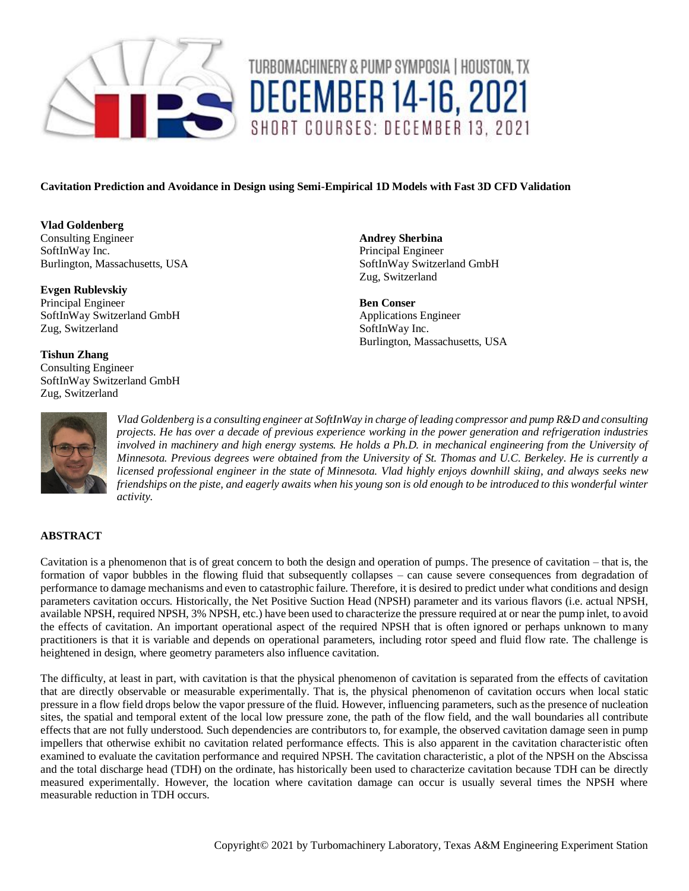**Cavitation Prediction and Avoidance in Design using Semi-Empirical 1D Models with Fast 3D CFD Validation**

**Vlad Goldenberg**
Consulting Engineer
SoftInWay Inc.
Burlington, Massachusetts, USA

**Evgen Rublevskiy**
Principal Engineer
SoftInWay Switzerland GmbH
Zug, Switzerland

**Tishun Zhang**
Consulting Engineer
SoftInWay Switzerland GmbH
Zug, Switzerland

**Andrey Sherbina**
Principal Engineer
SoftInWay Switzerland GmbH
Zug, Switzerland

**Ben Conser**
Applications Engineer
SoftInWay Inc.
Burlington, Massachusetts, USA

*Vlad Goldenberg is a consulting engineer at SoftInWay in charge of leading compressor and pump R&D and consulting projects. He has over a decade of previous experience working in the power generation and refrigeration industries involved in machinery and high energy systems. He holds a Ph.D. in mechanical engineering from the University of Minnesota. Previous degrees were obtained from the University of St. Thomas and U.C. Berkeley. He is currently a licensed professional engineer in the state of Minnesota. Vlad highly enjoys downhill skiing, and always seeks new friendships on the piste, and eagerly awaits when his young son is old enough to be introduced to this wonderful winter activity.*

## ABSTRACT

Cavitation is a phenomenon that is of great concern to both the design and operation of pumps. The presence of cavitation – that is, the formation of vapor bubbles in the flowing fluid that subsequently collapses – can cause severe consequences from degradation of performance to damage mechanisms and even to catastrophic failure. Therefore, it is desired to predict under what conditions and design parameters cavitation occurs. Historically, the Net Positive Suction Head (NPSH) parameter and its various flavors (i.e. actual NPSH, available NPSH, required NPSH, 3% NPSH, etc.) have been used to characterize the pressure required at or near the pump inlet, to avoid the effects of cavitation. An important operational aspect of the required NPSH that is often ignored or perhaps unknown to many practitioners is that it is variable and depends on operational parameters, including rotor speed and fluid flow rate. The challenge is heightened in design, where geometry parameters also influence cavitation.

The difficulty, at least in part, with cavitation is that the physical phenomenon of cavitation is separated from the effects of cavitation that are directly observable or measurable experimentally. That is, the physical phenomenon of cavitation occurs when local static pressure in a flow field drops below the vapor pressure of the fluid. However, influencing parameters, such as the presence of nucleation sites, the spatial and temporal extent of the local low pressure zone, the path of the flow field, and the wall boundaries all contribute effects that are not fully understood. Such dependencies are contributors to, for example, the observed cavitation damage seen in pump impellers that otherwise exhibit no cavitation related performance effects. This is also apparent in the cavitation characteristic often examined to evaluate the cavitation performance and required NPSH. The cavitation characteristic, a plot of the NPSH on the Abscissa and the total discharge head (TDH) on the ordinate, has historically been used to characterize cavitation because TDH can be directly measured experimentally. However, the location where cavitation damage can occur is usually several times the NPSH where measurable reduction in TDH occurs.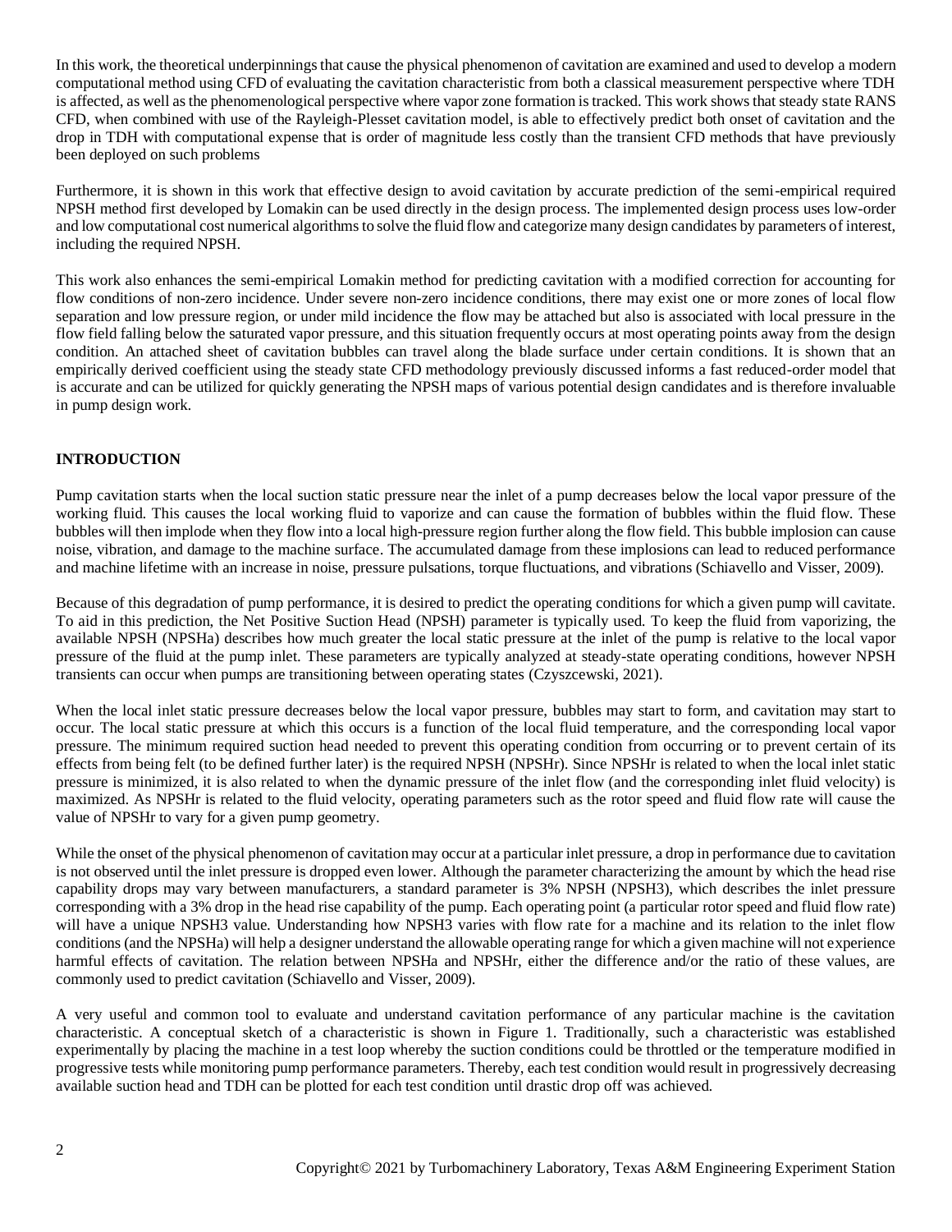In this work, the theoretical underpinnings that cause the physical phenomenon of cavitation are examined and used to develop a modern computational method using CFD of evaluating the cavitation characteristic from both a classical measurement perspective where TDH is affected, as well as the phenomenological perspective where vapor zone formation is tracked. This work shows that steady state RANS CFD, when combined with use of the Rayleigh-Plesset cavitation model, is able to effectively predict both onset of cavitation and the drop in TDH with computational expense that is order of magnitude less costly than the transient CFD methods that have previously been deployed on such problems

Furthermore, it is shown in this work that effective design to avoid cavitation by accurate prediction of the semi-empirical required NPSH method first developed by Lomakin can be used directly in the design process. The implemented design process uses low-order and low computational cost numerical algorithms to solve the fluid flow and categorize many design candidates by parameters of interest, including the required NPSH.

This work also enhances the semi-empirical Lomakin method for predicting cavitation with a modified correction for accounting for flow conditions of non-zero incidence. Under severe non-zero incidence conditions, there may exist one or more zones of local flow separation and low pressure region, or under mild incidence the flow may be attached but also is associated with local pressure in the flow field falling below the saturated vapor pressure, and this situation frequently occurs at most operating points away from the design condition. An attached sheet of cavitation bubbles can travel along the blade surface under certain conditions. It is shown that an empirically derived coefficient using the steady state CFD methodology previously discussed informs a fast reduced-order model that is accurate and can be utilized for quickly generating the NPSH maps of various potential design candidates and is therefore invaluable in pump design work.

## INTRODUCTION

Pump cavitation starts when the local suction static pressure near the inlet of a pump decreases below the local vapor pressure of the working fluid. This causes the local working fluid to vaporize and can cause the formation of bubbles within the fluid flow. These bubbles will then implode when they flow into a local high-pressure region further along the flow field. This bubble implosion can cause noise, vibration, and damage to the machine surface. The accumulated damage from these implosions can lead to reduced performance and machine lifetime with an increase in noise, pressure pulsations, torque fluctuations, and vibrations (Schiavello and Visser, 2009).

Because of this degradation of pump performance, it is desired to predict the operating conditions for which a given pump will cavitate. To aid in this prediction, the Net Positive Suction Head (NPSH) parameter is typically used. To keep the fluid from vaporizing, the available NPSH (NPSHa) describes how much greater the local static pressure at the inlet of the pump is relative to the local vapor pressure of the fluid at the pump inlet. These parameters are typically analyzed at steady-state operating conditions, however NPSH transients can occur when pumps are transitioning between operating states (Czyszcewski, 2021).

When the local inlet static pressure decreases below the local vapor pressure, bubbles may start to form, and cavitation may start to occur. The local static pressure at which this occurs is a function of the local fluid temperature, and the corresponding local vapor pressure. The minimum required suction head needed to prevent this operating condition from occurring or to prevent certain of its effects from being felt (to be defined further later) is the required NPSH (NPSHr). Since NPSHr is related to when the local inlet static pressure is minimized, it is also related to when the dynamic pressure of the inlet flow (and the corresponding inlet fluid velocity) is maximized. As NPSHr is related to the fluid velocity, operating parameters such as the rotor speed and fluid flow rate will cause the value of NPSHr to vary for a given pump geometry.

While the onset of the physical phenomenon of cavitation may occur at a particular inlet pressure, a drop in performance due to cavitation is not observed until the inlet pressure is dropped even lower. Although the parameter characterizing the amount by which the head rise capability drops may vary between manufacturers, a standard parameter is 3% NPSH (NPSH3), which describes the inlet pressure corresponding with a 3% drop in the head rise capability of the pump. Each operating point (a particular rotor speed and fluid flow rate) will have a unique NPSH3 value. Understanding how NPSH3 varies with flow rate for a machine and its relation to the inlet flow conditions (and the NPSHa) will help a designer understand the allowable operating range for which a given machine will not experience harmful effects of cavitation. The relation between NPSHa and NPSHr, either the difference and/or the ratio of these values, are commonly used to predict cavitation (Schiavello and Visser, 2009).

A very useful and common tool to evaluate and understand cavitation performance of any particular machine is the cavitation characteristic. A conceptual sketch of a characteristic is shown in Figure 1. Traditionally, such a characteristic was established experimentally by placing the machine in a test loop whereby the suction conditions could be throttled or the temperature modified in progressive tests while monitoring pump performance parameters. Thereby, each test condition would result in progressively decreasing available suction head and TDH can be plotted for each test condition until drastic drop off was achieved.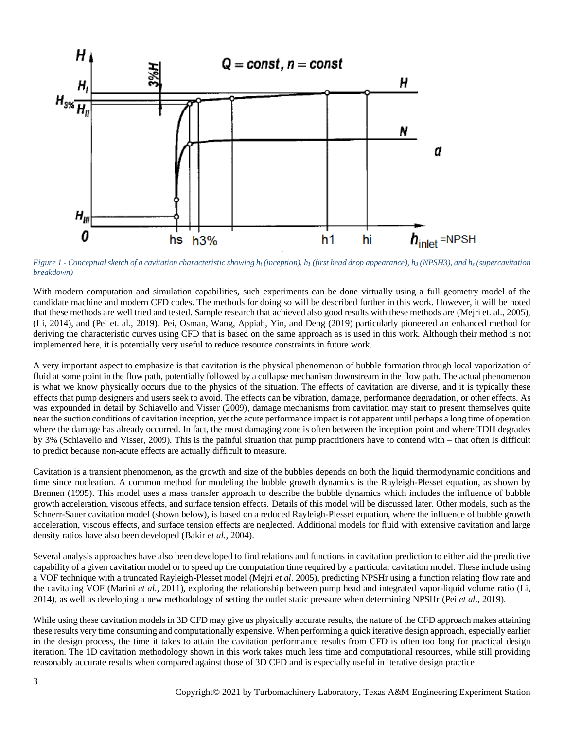*Figure 1 - Conceptual sketch of a cavitation characteristic showing $h_i$ (inception), $h_1$ (first head drop appearance), $h_3$ (NPSH3), and $h_s$ (supercavitation breakdown)*

With modern computation and simulation capabilities, such experiments can be done virtually using a full geometry model of the candidate machine and modern CFD codes. The methods for doing so will be described further in this work. However, it will be noted that these methods are well tried and tested. Sample research that achieved also good results with these methods are (Mejri et. al., 2005), (Li, 2014), and (Pei et. al., 2019). Pei, Osman, Wang, Appiah, Yin, and Deng (2019) particularly pioneered an enhanced method for deriving the characteristic curves using CFD that is based on the same approach as is used in this work. Although their method is not implemented here, it is potentially very useful to reduce resource constraints in future work.

A very important aspect to emphasize is that cavitation is the physical phenomenon of bubble formation through local vaporization of fluid at some point in the flow path, potentially followed by a collapse mechanism downstream in the flow path. The actual phenomenon is what we know physically occurs due to the physics of the situation. The effects of cavitation are diverse, and it is typically these effects that pump designers and users seek to avoid. The effects can be vibration, damage, performance degradation, or other effects. As was expounded in detail by Schiavello and Visser (2009), damage mechanisms from cavitation may start to present themselves quite near the suction conditions of cavitation inception, yet the acute performance impact is not apparent until perhaps a long time of operation where the damage has already occurred. In fact, the most damaging zone is often between the inception point and where TDH degrades by 3% (Schiavello and Visser, 2009). This is the painful situation that pump practitioners have to contend with – that often is difficult to predict because non-acute effects are actually difficult to measure.

Cavitation is a transient phenomenon, as the growth and size of the bubbles depends on both the liquid thermodynamic conditions and time since nucleation. A common method for modeling the bubble growth dynamics is the Rayleigh-Plesset equation, as shown by Brennen (1995). This model uses a mass transfer approach to describe the bubble dynamics which includes the influence of bubble growth acceleration, viscous effects, and surface tension effects. Details of this model will be discussed later. Other models, such as the Schnerr-Sauer cavitation model (shown below), is based on a reduced Rayleigh-Plesset equation, where the influence of bubble growth acceleration, viscous effects, and surface tension effects are neglected. Additional models for fluid with extensive cavitation and large density ratios have also been developed (Bakir *et al.*, 2004).

Several analysis approaches have also been developed to find relations and functions in cavitation prediction to either aid the predictive capability of a given cavitation model or to speed up the computation time required by a particular cavitation model. These include using a VOF technique with a truncated Rayleigh-Plesset model (Mejri *et al*. 2005), predicting NPSHr using a function relating flow rate and the cavitating VOF (Marini *et al.*, 2011), exploring the relationship between pump head and integrated vapor-liquid volume ratio (Li, 2014), as well as developing a new methodology of setting the outlet static pressure when determining NPSHr (Pei *et al*., 2019).

While using these cavitation models in 3D CFD may give us physically accurate results, the nature of the CFD approach makes attaining these results very time consuming and computationally expensive. When performing a quick iterative design approach, especially earlier in the design process, the time it takes to attain the cavitation performance results from CFD is often too long for practical design iteration. The 1D cavitation methodology shown in this work takes much less time and computational resources, while still providing reasonably accurate results when compared against those of 3D CFD and is especially useful in iterative design practice.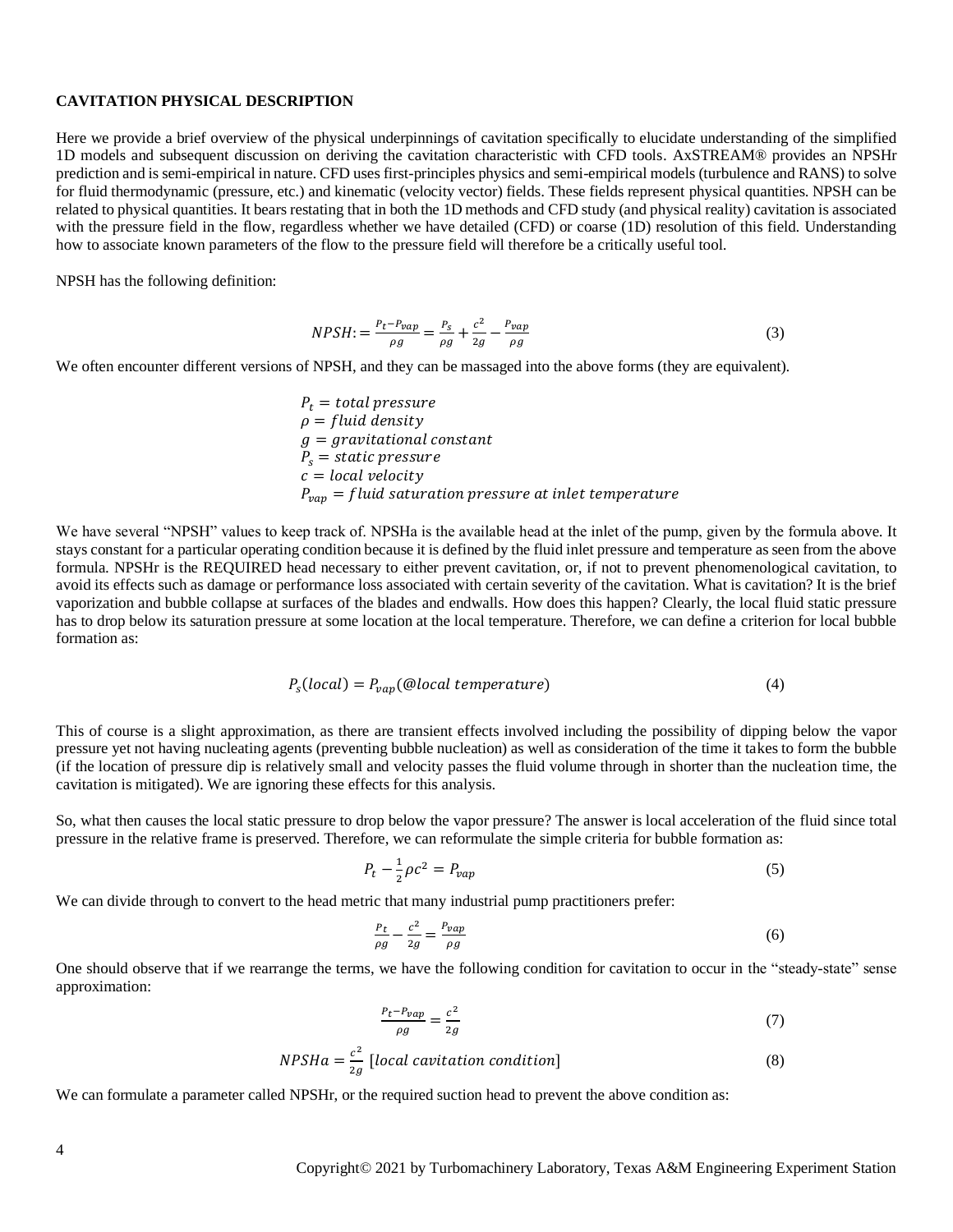**CAVITATION PHYSICAL DESCRIPTION**

Here we provide a brief overview of the physical underpinnings of cavitation specifically to elucidate understanding of the simplified 1D models and subsequent discussion on deriving the cavitation characteristic with CFD tools. AxSTREAM® provides an NPSHr prediction and is semi-empirical in nature. CFD uses first-principles physics and semi-empirical models (turbulence and RANS) to solve for fluid thermodynamic (pressure, etc.) and kinematic (velocity vector) fields. These fields represent physical quantities. NPSH can be related to physical quantities. It bears restating that in both the 1D methods and CFD study (and physical reality) cavitation is associated with the pressure field in the flow, regardless whether we have detailed (CFD) or coarse (1D) resolution of this field. Understanding how to associate known parameters of the flow to the pressure field will therefore be a critically useful tool.

NPSH has the following definition:

$$NPSH := \frac{P_t - P_{vap}}{\rho g} = \frac{P_s}{\rho g} + \frac{c^2}{2g} - \frac{P_{vap}}{\rho g} \tag{3}$$

We often encounter different versions of NPSH, and they can be massaged into the above forms (they are equivalent).

$P_t = total\ pressure$
$\rho = fluid\ density$
$g = gravitational\ constant$
$P_s = static\ pressure$
$c = local\ velocity$
$P_{vap} = fluid\ saturation\ pressure\ at\ inlet\ temperature$

We have several "NPSH" values to keep track of. NPSHa is the available head at the inlet of the pump, given by the formula above. It stays constant for a particular operating condition because it is defined by the fluid inlet pressure and temperature as seen from the above formula. NPSHr is the REQUIRED head necessary to either prevent cavitation, or, if not to prevent phenomenological cavitation, to avoid its effects such as damage or performance loss associated with certain severity of the cavitation. What is cavitation? It is the brief vaporization and bubble collapse at surfaces of the blades and endwalls. How does this happen? Clearly, the local fluid static pressure has to drop below its saturation pressure at some location at the local temperature. Therefore, we can define a criterion for local bubble formation as:

$$P_s(local) = P_{vap}(@local\ temperature) \tag{4}$$

This of course is a slight approximation, as there are transient effects involved including the possibility of dipping below the vapor pressure yet not having nucleating agents (preventing bubble nucleation) as well as consideration of the time it takes to form the bubble (if the location of pressure dip is relatively small and velocity passes the fluid volume through in shorter than the nucleation time, the cavitation is mitigated). We are ignoring these effects for this analysis.

So, what then causes the local static pressure to drop below the vapor pressure? The answer is local acceleration of the fluid since total pressure in the relative frame is preserved. Therefore, we can reformulate the simple criteria for bubble formation as:

$$P_t - \frac{1}{2}\rho c^2 = P_{vap} \tag{5}$$

We can divide through to convert to the head metric that many industrial pump practitioners prefer:

$$\frac{P_t}{\rho g} - \frac{c^2}{2g} = \frac{P_{vap}}{\rho g} \tag{6}$$

One should observe that if we rearrange the terms, we have the following condition for cavitation to occur in the "steady-state" sense approximation:

$$\frac{P_t - P_{vap}}{\rho g} = \frac{c^2}{2g} \tag{7}$$

$$NPSHa = \frac{c^2}{2g}\ [local\ cavitation\ condition] \tag{8}$$

We can formulate a parameter called NPSHr, or the required suction head to prevent the above condition as: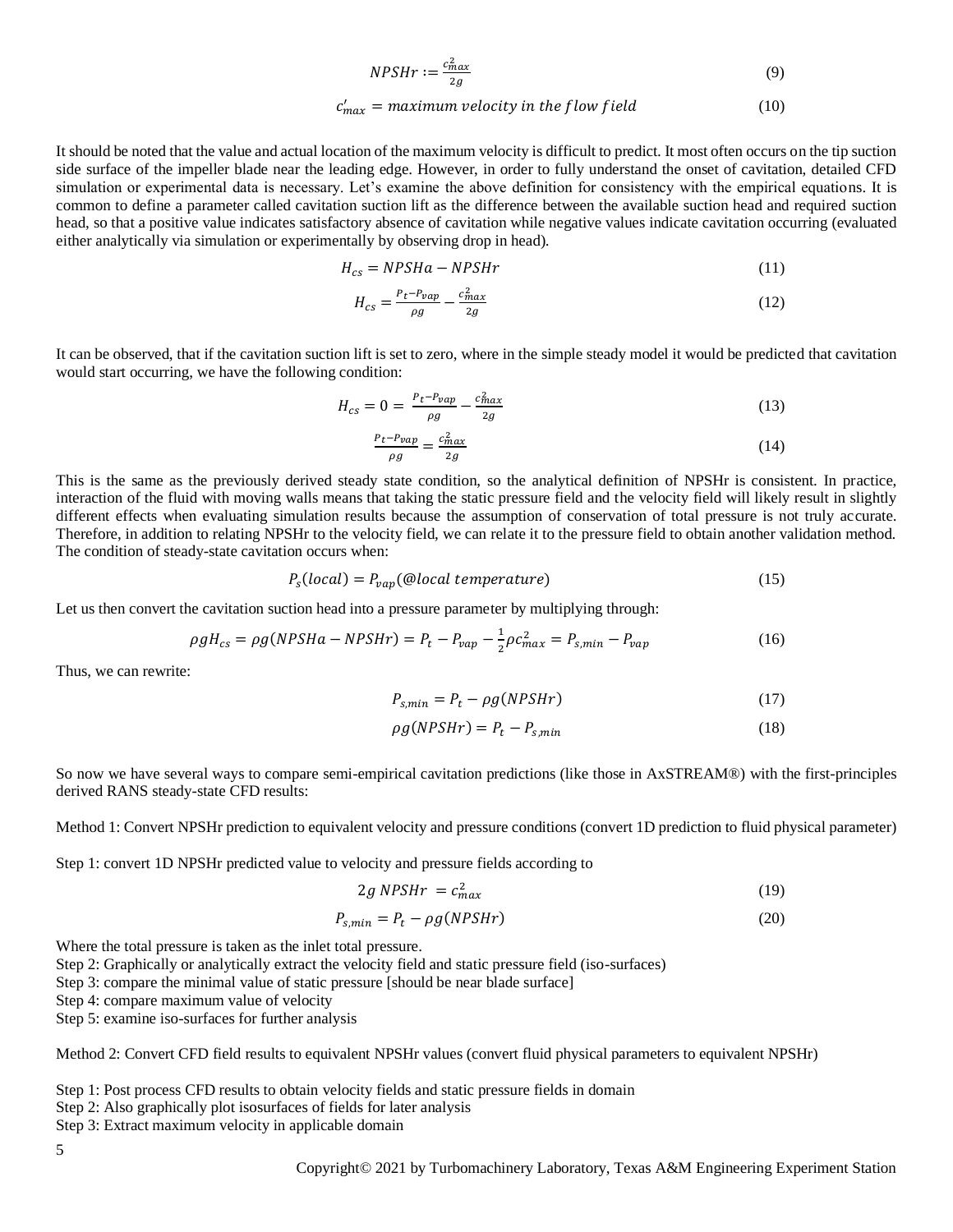$$NPSHr := \frac{c_{max}^2}{2g} \tag{9}$$

$$c'_{max} = maximum\ velocity\ in\ the\ flow\ field \tag{10}$$

It should be noted that the value and actual location of the maximum velocity is difficult to predict. It most often occurs on the tip suction side surface of the impeller blade near the leading edge. However, in order to fully understand the onset of cavitation, detailed CFD simulation or experimental data is necessary. Let's examine the above definition for consistency with the empirical equations. It is common to define a parameter called cavitation suction lift as the difference between the available suction head and required suction head, so that a positive value indicates satisfactory absence of cavitation while negative values indicate cavitation occurring (evaluated either analytically via simulation or experimentally by observing drop in head).

$$H_{cs} = NPSHa - NPSHr \tag{11}$$

$$H_{cs} = \frac{P_t - P_{vap}}{\rho g} - \frac{c_{max}^2}{2g} \tag{12}$$

It can be observed, that if the cavitation suction lift is set to zero, where in the simple steady model it would be predicted that cavitation would start occurring, we have the following condition:

$$H_{cs} = 0 = \frac{P_t - P_{vap}}{\rho g} - \frac{c_{max}^2}{2g} \tag{13}$$

$$\frac{P_t - P_{vap}}{\rho g} = \frac{c_{max}^2}{2g} \tag{14}$$

This is the same as the previously derived steady state condition, so the analytical definition of NPSHr is consistent. In practice, interaction of the fluid with moving walls means that taking the static pressure field and the velocity field will likely result in slightly different effects when evaluating simulation results because the assumption of conservation of total pressure is not truly accurate. Therefore, in addition to relating NPSHr to the velocity field, we can relate it to the pressure field to obtain another validation method. The condition of steady-state cavitation occurs when:

$$P_s(local) = P_{vap}(@local\ temperature) \tag{15}$$

Let us then convert the cavitation suction head into a pressure parameter by multiplying through:

$$\rho g H_{cs} = \rho g(NPSHa - NPSHr) = P_t - P_{vap} - \frac{1}{2}\rho c_{max}^2 = P_{s,min} - P_{vap} \tag{16}$$

Thus, we can rewrite:

$$P_{s,min} = P_t - \rho g(NPSHr) \tag{17}$$

$$\rho g(NPSHr) = P_t - P_{s,min} \tag{18}$$

So now we have several ways to compare semi-empirical cavitation predictions (like those in AxSTREAM®) with the first-principles derived RANS steady-state CFD results:

Method 1: Convert NPSHr prediction to equivalent velocity and pressure conditions (convert 1D prediction to fluid physical parameter)

Step 1: convert 1D NPSHr predicted value to velocity and pressure fields according to

$$2g\ NPSHr = c_{max}^2 \tag{19}$$

$$P_{s,min} = P_t - \rho g(NPSHr) \tag{20}$$

Where the total pressure is taken as the inlet total pressure.
Step 2: Graphically or analytically extract the velocity field and static pressure field (iso-surfaces)
Step 3: compare the minimal value of static pressure [should be near blade surface]
Step 4: compare maximum value of velocity
Step 5: examine iso-surfaces for further analysis

Method 2: Convert CFD field results to equivalent NPSHr values (convert fluid physical parameters to equivalent NPSHr)

Step 1: Post process CFD results to obtain velocity fields and static pressure fields in domain
Step 2: Also graphically plot isosurfaces of fields for later analysis
Step 3: Extract maximum velocity in applicable domain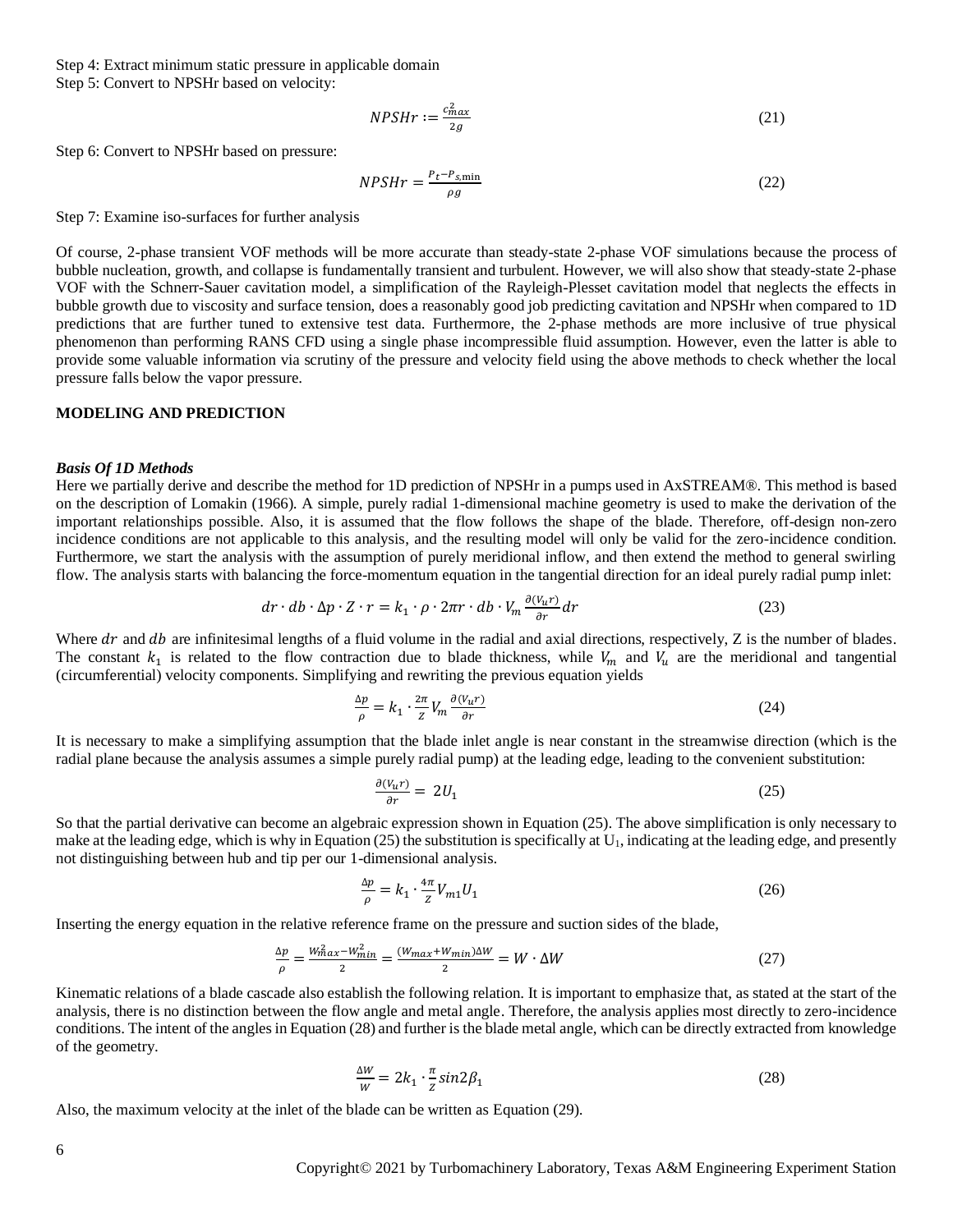Step 4: Extract minimum static pressure in applicable domain

Step 5: Convert to NPSHr based on velocity:

$$NPSHr := \frac{c_{max}^2}{2g} \tag{21}$$

Step 6: Convert to NPSHr based on pressure:

$$NPSHr = \frac{P_t - P_{s,\min}}{\rho g} \tag{22}$$

Step 7: Examine iso-surfaces for further analysis

Of course, 2-phase transient VOF methods will be more accurate than steady-state 2-phase VOF simulations because the process of bubble nucleation, growth, and collapse is fundamentally transient and turbulent. However, we will also show that steady-state 2-phase VOF with the Schnerr-Sauer cavitation model, a simplification of the Rayleigh-Plesset cavitation model that neglects the effects in bubble growth due to viscosity and surface tension, does a reasonably good job predicting cavitation and NPSHr when compared to 1D predictions that are further tuned to extensive test data. Furthermore, the 2-phase methods are more inclusive of true physical phenomenon than performing RANS CFD using a single phase incompressible fluid assumption. However, even the latter is able to provide some valuable information via scrutiny of the pressure and velocity field using the above methods to check whether the local pressure falls below the vapor pressure.

## MODELING AND PREDICTION

### *Basis Of 1D Methods*

Here we partially derive and describe the method for 1D prediction of NPSHr in a pumps used in AxSTREAM®. This method is based on the description of Lomakin (1966). A simple, purely radial 1-dimensional machine geometry is used to make the derivation of the important relationships possible. Also, it is assumed that the flow follows the shape of the blade. Therefore, off-design non-zero incidence conditions are not applicable to this analysis, and the resulting model will only be valid for the zero-incidence condition. Furthermore, we start the analysis with the assumption of purely meridional inflow, and then extend the method to general swirling flow. The analysis starts with balancing the force-momentum equation in the tangential direction for an ideal purely radial pump inlet:

$$dr \cdot db \cdot \Delta p \cdot Z \cdot r = k_1 \cdot \rho \cdot 2\pi r \cdot db \cdot V_m \frac{\partial (V_u r)}{\partial r} dr \tag{23}$$

Where $dr$ and $db$ are infinitesimal lengths of a fluid volume in the radial and axial directions, respectively, Z is the number of blades. The constant $k_1$ is related to the flow contraction due to blade thickness, while $V_m$ and $V_u$ are the meridional and tangential (circumferential) velocity components. Simplifying and rewriting the previous equation yields

$$\frac{\Delta p}{\rho} = k_1 \cdot \frac{2\pi}{Z} V_m \frac{\partial (V_u r)}{\partial r} \tag{24}$$

It is necessary to make a simplifying assumption that the blade inlet angle is near constant in the streamwise direction (which is the radial plane because the analysis assumes a simple purely radial pump) at the leading edge, leading to the convenient substitution:

$$\frac{\partial (V_u r)}{\partial r} = 2U_1 \tag{25}$$

So that the partial derivative can become an algebraic expression shown in Equation (25). The above simplification is only necessary to make at the leading edge, which is why in Equation (25) the substitution is specifically at $U_1$, indicating at the leading edge, and presently not distinguishing between hub and tip per our 1-dimensional analysis.

$$\frac{\Delta p}{\rho} = k_1 \cdot \frac{4\pi}{Z} V_{m1} U_1 \tag{26}$$

Inserting the energy equation in the relative reference frame on the pressure and suction sides of the blade,

$$\frac{\Delta p}{\rho} = \frac{W_{max}^2 - W_{min}^2}{2} = \frac{(W_{max} + W_{min})\Delta W}{2} = W \cdot \Delta W \tag{27}$$

Kinematic relations of a blade cascade also establish the following relation. It is important to emphasize that, as stated at the start of the analysis, there is no distinction between the flow angle and metal angle. Therefore, the analysis applies most directly to zero-incidence conditions. The intent of the angles in Equation (28) and further is the blade metal angle, which can be directly extracted from knowledge of the geometry.

$$\frac{\Delta W}{W} = 2k_1 \cdot \frac{\pi}{Z} \sin 2\beta_1 \tag{28}$$

Also, the maximum velocity at the inlet of the blade can be written as Equation (29).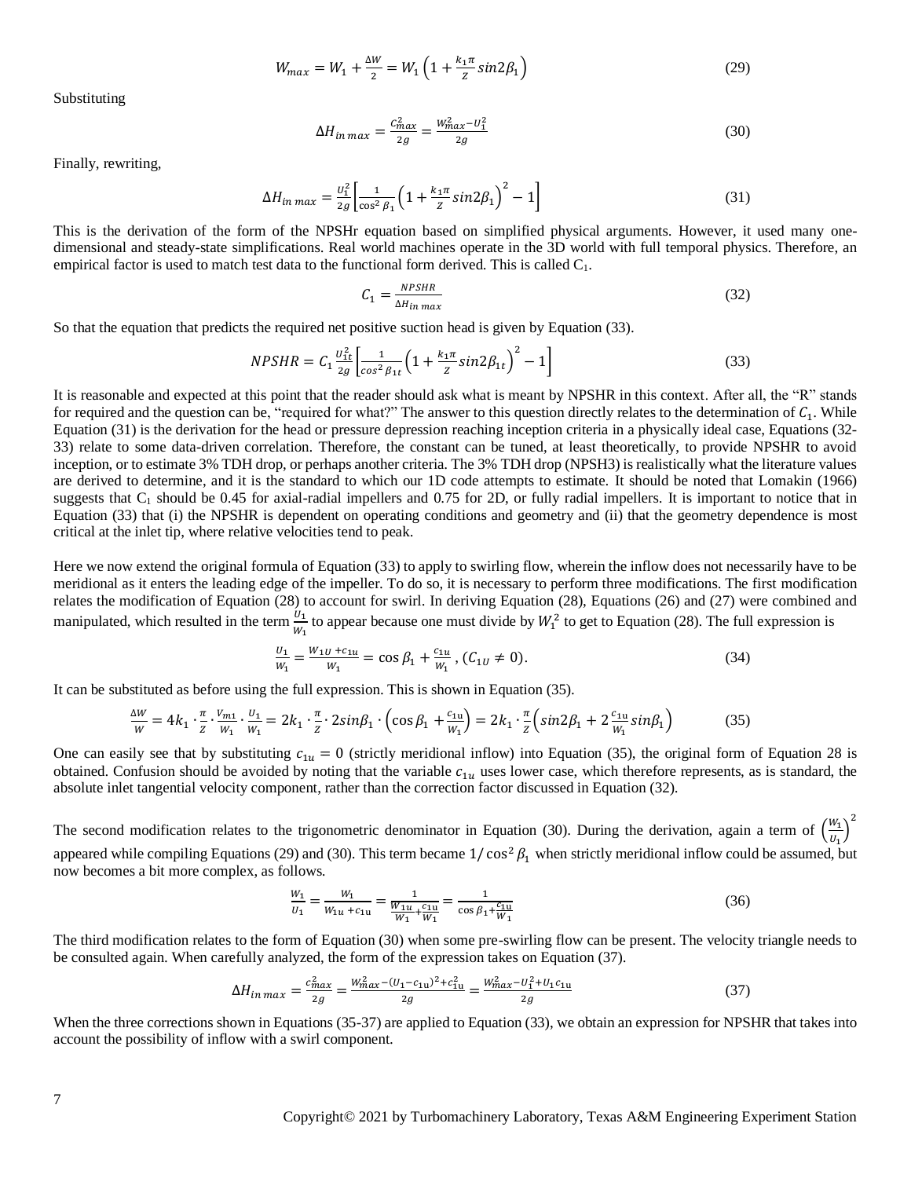$$W_{max} = W_1 + \frac{\Delta W}{2} = W_1\left(1 + \frac{k_1\pi}{Z}sin2\beta_1\right) \tag{29}$$

Substituting

$$\Delta H_{in\,max} = \frac{C_{max}^2}{2g} = \frac{W_{max}^2 - U_1^2}{2g} \tag{30}$$

Finally, rewriting,

$$\Delta H_{in\ max} = \frac{U_1^2}{2g}\left[\frac{1}{\cos^2\beta_1}\left(1 + \frac{k_1\pi}{Z}sin2\beta_1\right)^2 - 1\right] \tag{31}$$

This is the derivation of the form of the NPSHr equation based on simplified physical arguments. However, it used many one-dimensional and steady-state simplifications. Real world machines operate in the 3D world with full temporal physics. Therefore, an empirical factor is used to match test data to the functional form derived. This is called $C_1$.

$$C_1 = \frac{NPSHR}{\Delta H_{in\ max}} \tag{32}$$

So that the equation that predicts the required net positive suction head is given by Equation (33).

$$NPSHR = C_1\frac{U_{1t}^2}{2g}\left[\frac{1}{cos^2\beta_{1t}}\left(1 + \frac{k_1\pi}{Z}sin2\beta_{1t}\right)^2 - 1\right] \tag{33}$$

It is reasonable and expected at this point that the reader should ask what is meant by NPSHR in this context. After all, the "R" stands for required and the question can be, "required for what?" The answer to this question directly relates to the determination of $C_1$. While Equation (31) is the derivation for the head or pressure depression reaching inception criteria in a physically ideal case, Equations (32-33) relate to some data-driven correlation. Therefore, the constant can be tuned, at least theoretically, to provide NPSHR to avoid inception, or to estimate 3% TDH drop, or perhaps another criteria. The 3% TDH drop (NPSH3) is realistically what the literature values are derived to determine, and it is the standard to which our 1D code attempts to estimate. It should be noted that Lomakin (1966) suggests that $C_1$ should be 0.45 for axial-radial impellers and 0.75 for 2D, or fully radial impellers. It is important to notice that in Equation (33) that (i) the NPSHR is dependent on operating conditions and geometry and (ii) that the geometry dependence is most critical at the inlet tip, where relative velocities tend to peak.

Here we now extend the original formula of Equation (33) to apply to swirling flow, wherein the inflow does not necessarily have to be meridional as it enters the leading edge of the impeller. To do so, it is necessary to perform three modifications. The first modification relates the modification of Equation (28) to account for swirl. In deriving Equation (28), Equations (26) and (27) were combined and manipulated, which resulted in the term $\frac{U_1}{W_1}$ to appear because one must divide by $W_1^2$ to get to Equation (28). The full expression is

$$\frac{U_1}{W_1} = \frac{W_{1U} + c_{1u}}{W_1} = \cos\beta_1 + \frac{c_{1u}}{W_1}, (C_{1U} \neq 0). \tag{34}$$

It can be substituted as before using the full expression. This is shown in Equation (35).

$$\frac{\Delta W}{W} = 4k_1 \cdot \frac{\pi}{Z} \cdot \frac{V_{m1}}{W_1} \cdot \frac{U_1}{W_1} = 2k_1 \cdot \frac{\pi}{Z} \cdot 2sin\beta_1 \cdot \left(\cos\beta_1 + \frac{c_{1u}}{W_1}\right) = 2k_1 \cdot \frac{\pi}{Z}\left(sin2\beta_1 + 2\frac{c_{1u}}{W_1}sin\beta_1\right) \tag{35}$$

One can easily see that by substituting $c_{1u} = 0$ (strictly meridional inflow) into Equation (35), the original form of Equation 28 is obtained. Confusion should be avoided by noting that the variable $c_{1u}$ uses lower case, which therefore represents, as is standard, the absolute inlet tangential velocity component, rather than the correction factor discussed in Equation (32).

The second modification relates to the trigonometric denominator in Equation (30). During the derivation, again a term of $\left(\frac{W_1}{U_1}\right)^2$ appeared while compiling Equations (29) and (30). This term became $1/\cos^2\beta_1$ when strictly meridional inflow could be assumed, but now becomes a bit more complex, as follows.

$$\frac{W_1}{U_1} = \frac{W_1}{W_{1u} + c_{1u}} = \frac{1}{\frac{W_{1u}}{W_1} + \frac{c_{1u}}{W_1}} = \frac{1}{\cos\beta_1 + \frac{c_{1u}}{W_1}} \tag{36}$$

The third modification relates to the form of Equation (30) when some pre-swirling flow can be present. The velocity triangle needs to be consulted again. When carefully analyzed, the form of the expression takes on Equation (37).

$$\Delta H_{in\,max} = \frac{c_{max}^2}{2g} = \frac{W_{max}^2 - (U_1 - c_{1u})^2 + c_{1u}^2}{2g} = \frac{W_{max}^2 - U_1^2 + U_1 c_{1u}}{2g} \tag{37}$$

When the three corrections shown in Equations (35-37) are applied to Equation (33), we obtain an expression for NPSHR that takes into account the possibility of inflow with a swirl component.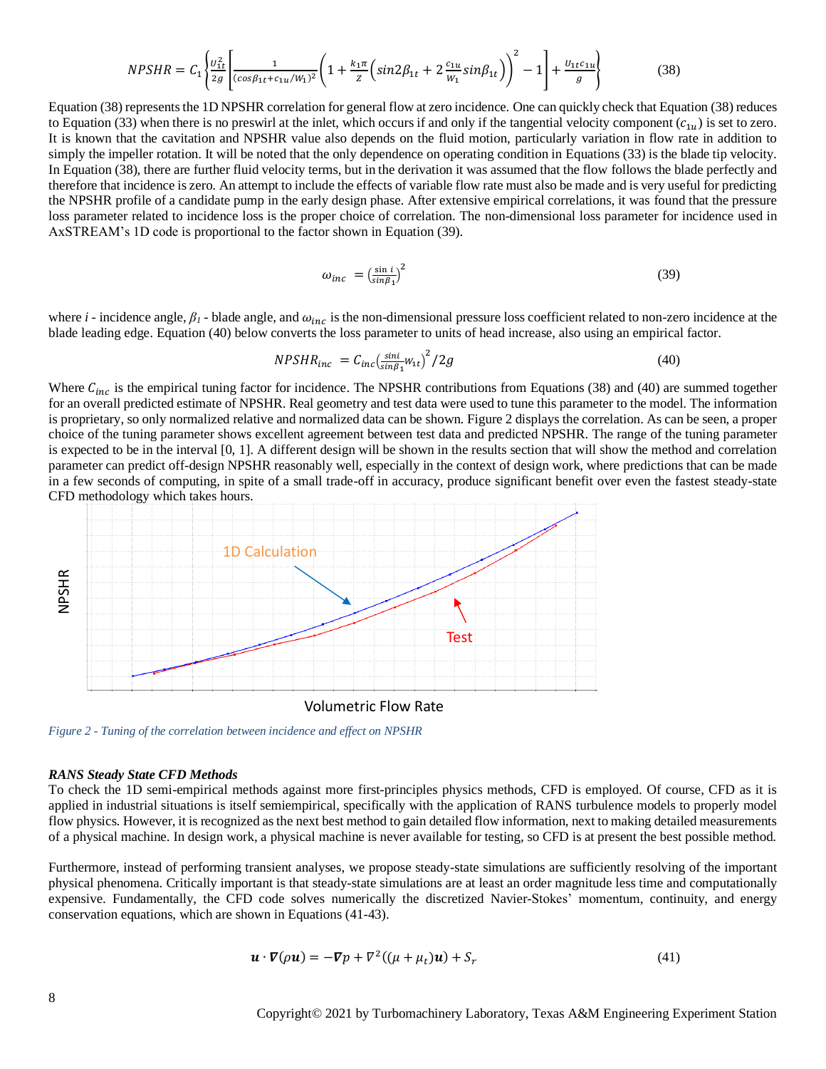$$NPSHR = C_1\left\{\frac{U_{1t}^2}{2g}\left[\frac{1}{(\cos\beta_{1t}+c_{1u}/W_1)^2}\left(1+\frac{k_1\pi}{z}\left(\sin 2\beta_{1t}+2\frac{c_{1u}}{W_1}\sin\beta_{1t}\right)\right)^2-1\right]+\frac{U_{1t}c_{1u}}{g}\right\} \tag{38}$$

Equation (38) represents the 1D NPSHR correlation for general flow at zero incidence. One can quickly check that Equation (38) reduces to Equation (33) when there is no preswirl at the inlet, which occurs if and only if the tangential velocity component ($c_{1u}$) is set to zero. It is known that the cavitation and NPSHR value also depends on the fluid motion, particularly variation in flow rate in addition to simply the impeller rotation. It will be noted that the only dependence on operating condition in Equations (33) is the blade tip velocity. In Equation (38), there are further fluid velocity terms, but in the derivation it was assumed that the flow follows the blade perfectly and therefore that incidence is zero. An attempt to include the effects of variable flow rate must also be made and is very useful for predicting the NPSHR profile of a candidate pump in the early design phase. After extensive empirical correlations, it was found that the pressure loss parameter related to incidence loss is the proper choice of correlation. The non-dimensional loss parameter for incidence used in AxSTREAM's 1D code is proportional to the factor shown in Equation (39).

$$\omega_{inc} = \left(\frac{\sin i}{\sin\beta_1}\right)^2 \tag{39}$$

where $i$ - incidence angle, $\beta_1$ - blade angle, and $\omega_{inc}$ is the non-dimensional pressure loss coefficient related to non-zero incidence at the blade leading edge. Equation (40) below converts the loss parameter to units of head increase, also using an empirical factor.

$$NPSHR_{inc} = C_{inc}\left(\frac{\sin i}{\sin\beta_1}W_{1t}\right)^2/2g \tag{40}$$

Where $C_{inc}$ is the empirical tuning factor for incidence. The NPSHR contributions from Equations (38) and (40) are summed together for an overall predicted estimate of NPSHR. Real geometry and test data were used to tune this parameter to the model. The information is proprietary, so only normalized relative and normalized data can be shown. Figure 2 displays the correlation. As can be seen, a proper choice of the tuning parameter shows excellent agreement between test data and predicted NPSHR. The range of the tuning parameter is expected to be in the interval [0, 1]. A different design will be shown in the results section that will show the method and correlation parameter can predict off-design NPSHR reasonably well, especially in the context of design work, where predictions that can be made in a few seconds of computing, in spite of a small trade-off in accuracy, produce significant benefit over even the fastest steady-state CFD methodology which takes hours.

*Figure 2 - Tuning of the correlation between incidence and effect on NPSHR*

### *RANS Steady State CFD Methods*

To check the 1D semi-empirical methods against more first-principles physics methods, CFD is employed. Of course, CFD as it is applied in industrial situations is itself semiempirical, specifically with the application of RANS turbulence models to properly model flow physics. However, it is recognized as the next best method to gain detailed flow information, next to making detailed measurements of a physical machine. In design work, a physical machine is never available for testing, so CFD is at present the best possible method.

Furthermore, instead of performing transient analyses, we propose steady-state simulations are sufficiently resolving of the important physical phenomena. Critically important is that steady-state simulations are at least an order magnitude less time and computationally expensive. Fundamentally, the CFD code solves numerically the discretized Navier-Stokes' momentum, continuity, and energy conservation equations, which are shown in Equations (41-43).

$$\boldsymbol{u}\cdot\boldsymbol{\nabla}(\rho\boldsymbol{u}) = -\boldsymbol{\nabla}p + \nabla^2((\mu+\mu_t)\boldsymbol{u}) + S_r \tag{41}$$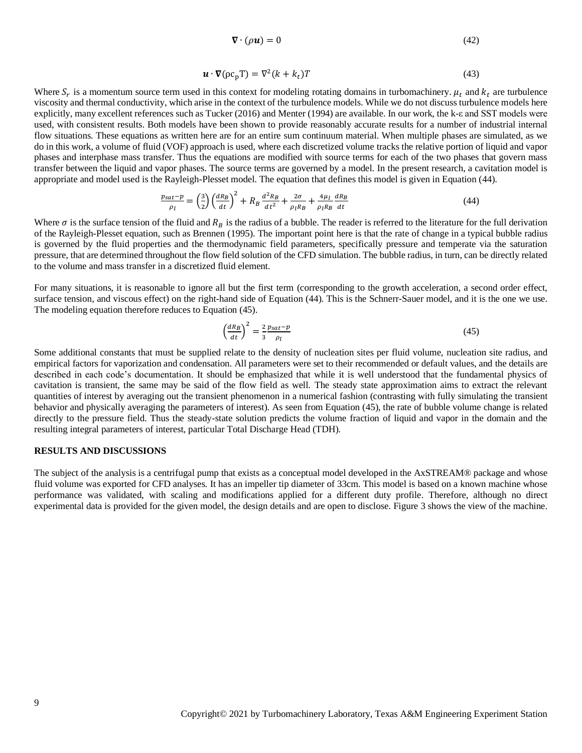$$\nabla \cdot (\rho \boldsymbol{u}) = 0 \tag{42}$$

$$\boldsymbol{u} \cdot \nabla(\rho c_p T) = \nabla^2 (k + k_t) T \tag{43}$$

Where $S_r$ is a momentum source term used in this context for modeling rotating domains in turbomachinery. $\mu_t$ and $k_t$ are turbulence viscosity and thermal conductivity, which arise in the context of the turbulence models. While we do not discuss turbulence models here explicitly, many excellent references such as Tucker (2016) and Menter (1994) are available. In our work, the k-ε and SST models were used, with consistent results. Both models have been shown to provide reasonably accurate results for a number of industrial internal flow situations. These equations as written here are for an entire sum continuum material. When multiple phases are simulated, as we do in this work, a volume of fluid (VOF) approach is used, where each discretized volume tracks the relative portion of liquid and vapor phases and interphase mass transfer. Thus the equations are modified with source terms for each of the two phases that govern mass transfer between the liquid and vapor phases. The source terms are governed by a model. In the present research, a cavitation model is appropriate and model used is the Rayleigh-Plesset model. The equation that defines this model is given in Equation (44).

$$\frac{p_{sat} - p}{\rho_l} = \left(\frac{3}{2}\right)\left(\frac{dR_B}{dt}\right)^2 + R_B \frac{d^2 R_B}{dt^2} + \frac{2\sigma}{\rho_l R_B} + \frac{4\mu_l}{\rho_l R_B}\frac{dR_B}{dt} \tag{44}$$

Where $\sigma$ is the surface tension of the fluid and $R_B$ is the radius of a bubble. The reader is referred to the literature for the full derivation of the Rayleigh-Plesset equation, such as Brennen (1995). The important point here is that the rate of change in a typical bubble radius is governed by the fluid properties and the thermodynamic field parameters, specifically pressure and temperate via the saturation pressure, that are determined throughout the flow field solution of the CFD simulation. The bubble radius, in turn, can be directly related to the volume and mass transfer in a discretized fluid element.

For many situations, it is reasonable to ignore all but the first term (corresponding to the growth acceleration, a second order effect, surface tension, and viscous effect) on the right-hand side of Equation (44). This is the Schnerr-Sauer model, and it is the one we use. The modeling equation therefore reduces to Equation (45).

$$\left(\frac{dR_B}{dt}\right)^2 = \frac{2}{3}\frac{p_{sat} - p}{\rho_l} \tag{45}$$

Some additional constants that must be supplied relate to the density of nucleation sites per fluid volume, nucleation site radius, and empirical factors for vaporization and condensation. All parameters were set to their recommended or default values, and the details are described in each code's documentation. It should be emphasized that while it is well understood that the fundamental physics of cavitation is transient, the same may be said of the flow field as well. The steady state approximation aims to extract the relevant quantities of interest by averaging out the transient phenomenon in a numerical fashion (contrasting with fully simulating the transient behavior and physically averaging the parameters of interest). As seen from Equation (45), the rate of bubble volume change is related directly to the pressure field. Thus the steady-state solution predicts the volume fraction of liquid and vapor in the domain and the resulting integral parameters of interest, particular Total Discharge Head (TDH).

**RESULTS AND DISCUSSIONS**

The subject of the analysis is a centrifugal pump that exists as a conceptual model developed in the AxSTREAM® package and whose fluid volume was exported for CFD analyses. It has an impeller tip diameter of 33cm. This model is based on a known machine whose performance was validated, with scaling and modifications applied for a different duty profile. Therefore, although no direct experimental data is provided for the given model, the design details and are open to disclose. Figure 3 shows the view of the machine.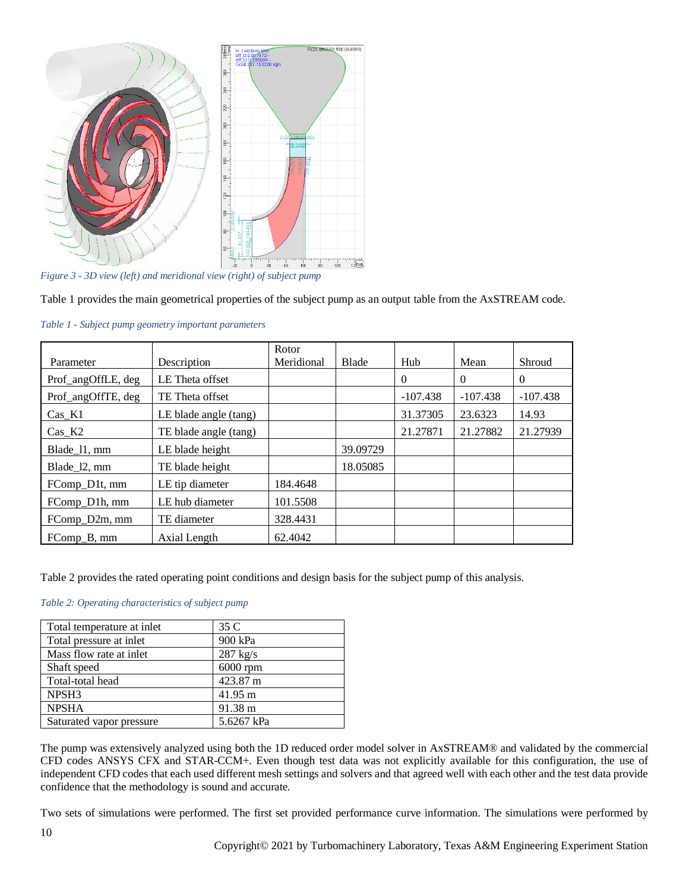*Figure 3 - 3D view (left) and meridional view (right) of subject pump*

Table 1 provides the main geometrical properties of the subject pump as an output table from the AxSTREAM code.

*Table 1 - Subject pump geometry important parameters*

| Parameter | Description | Rotor Meridional | Blade | Hub | Mean | Shroud |
|---|---|---|---|---|---|---|
| Prof_angOffLE, deg | LE Theta offset | | | 0 | 0 | 0 |
| Prof_angOffTE, deg | TE Theta offset | | | -107.438 | -107.438 | -107.438 |
| Cas_K1 | LE blade angle (tang) | | | 31.37305 | 23.6323 | 14.93 |
| Cas_K2 | TE blade angle (tang) | | | 21.27871 | 21.27882 | 21.27939 |
| Blade_l1, mm | LE blade height | | 39.09729 | | | |
| Blade_l2, mm | TE blade height | | 18.05085 | | | |
| FComp_D1t, mm | LE tip diameter | 184.4648 | | | | |
| FComp_D1h, mm | LE hub diameter | 101.5508 | | | | |
| FComp_D2m, mm | TE diameter | 328.4431 | | | | |
| FComp_B, mm | Axial Length | 62.4042 | | | | |

Table 2 provides the rated operating point conditions and design basis for the subject pump of this analysis.

*Table 2: Operating characteristics of subject pump*

| | |
|---|---|
| Total temperature at inlet | 35 C |
| Total pressure at inlet | 900 kPa |
| Mass flow rate at inlet | 287 kg/s |
| Shaft speed | 6000 rpm |
| Total-total head | 423.87 m |
| NPSH3 | 41.95 m |
| NPSHA | 91.38 m |
| Saturated vapor pressure | 5.6267 kPa |

The pump was extensively analyzed using both the 1D reduced order model solver in AxSTREAM® and validated by the commercial CFD codes ANSYS CFX and STAR-CCM+. Even though test data was not explicitly available for this configuration, the use of independent CFD codes that each used different mesh settings and solvers and that agreed well with each other and the test data provide confidence that the methodology is sound and accurate.

Two sets of simulations were performed. The first set provided performance curve information. The simulations were performed by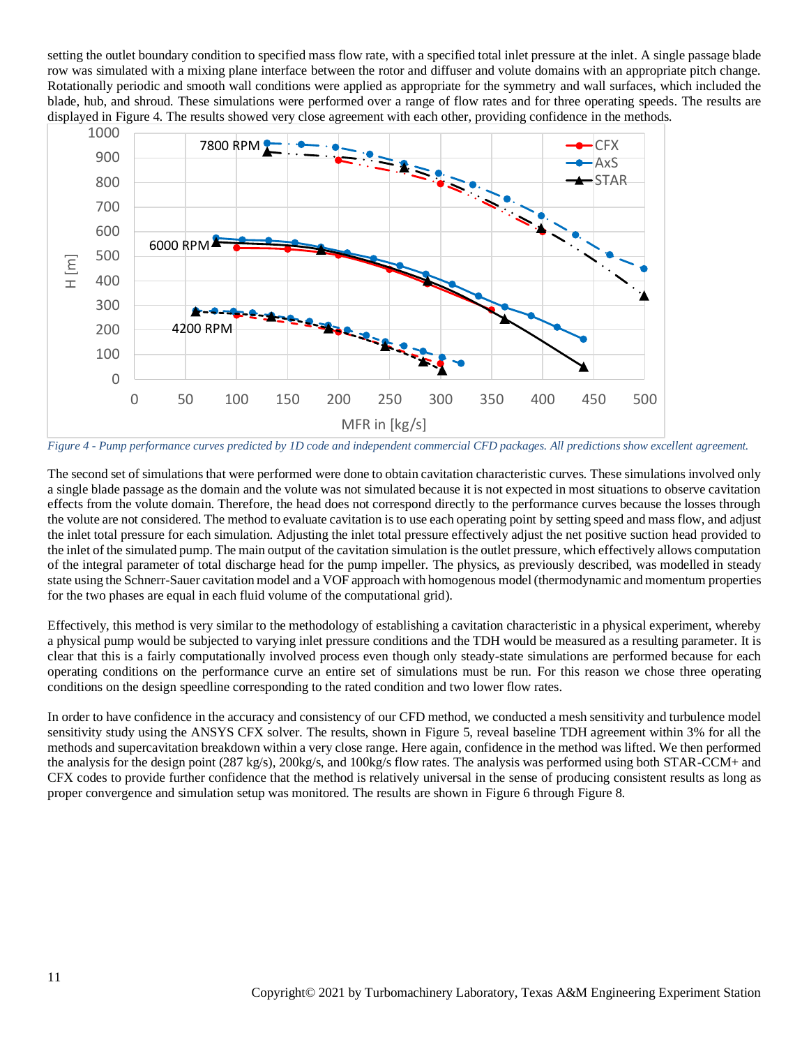setting the outlet boundary condition to specified mass flow rate, with a specified total inlet pressure at the inlet. A single passage blade row was simulated with a mixing plane interface between the rotor and diffuser and volute domains with an appropriate pitch change. Rotationally periodic and smooth wall conditions were applied as appropriate for the symmetry and wall surfaces, which included the blade, hub, and shroud. These simulations were performed over a range of flow rates and for three operating speeds. The results are displayed in Figure 4. The results showed very close agreement with each other, providing confidence in the methods.

*Figure 4 - Pump performance curves predicted by 1D code and independent commercial CFD packages. All predictions show excellent agreement.*

The second set of simulations that were performed were done to obtain cavitation characteristic curves. These simulations involved only a single blade passage as the domain and the volute was not simulated because it is not expected in most situations to observe cavitation effects from the volute domain. Therefore, the head does not correspond directly to the performance curves because the losses through the volute are not considered. The method to evaluate cavitation is to use each operating point by setting speed and mass flow, and adjust the inlet total pressure for each simulation. Adjusting the inlet total pressure effectively adjust the net positive suction head provided to the inlet of the simulated pump. The main output of the cavitation simulation is the outlet pressure, which effectively allows computation of the integral parameter of total discharge head for the pump impeller. The physics, as previously described, was modelled in steady state using the Schnerr-Sauer cavitation model and a VOF approach with homogenous model (thermodynamic and momentum properties for the two phases are equal in each fluid volume of the computational grid).

Effectively, this method is very similar to the methodology of establishing a cavitation characteristic in a physical experiment, whereby a physical pump would be subjected to varying inlet pressure conditions and the TDH would be measured as a resulting parameter. It is clear that this is a fairly computationally involved process even though only steady-state simulations are performed because for each operating conditions on the performance curve an entire set of simulations must be run. For this reason we chose three operating conditions on the design speedline corresponding to the rated condition and two lower flow rates.

In order to have confidence in the accuracy and consistency of our CFD method, we conducted a mesh sensitivity and turbulence model sensitivity study using the ANSYS CFX solver. The results, shown in Figure 5, reveal baseline TDH agreement within 3% for all the methods and supercavitation breakdown within a very close range. Here again, confidence in the method was lifted. We then performed the analysis for the design point (287 kg/s), 200kg/s, and 100kg/s flow rates. The analysis was performed using both STAR-CCM+ and CFX codes to provide further confidence that the method is relatively universal in the sense of producing consistent results as long as proper convergence and simulation setup was monitored. The results are shown in Figure 6 through Figure 8.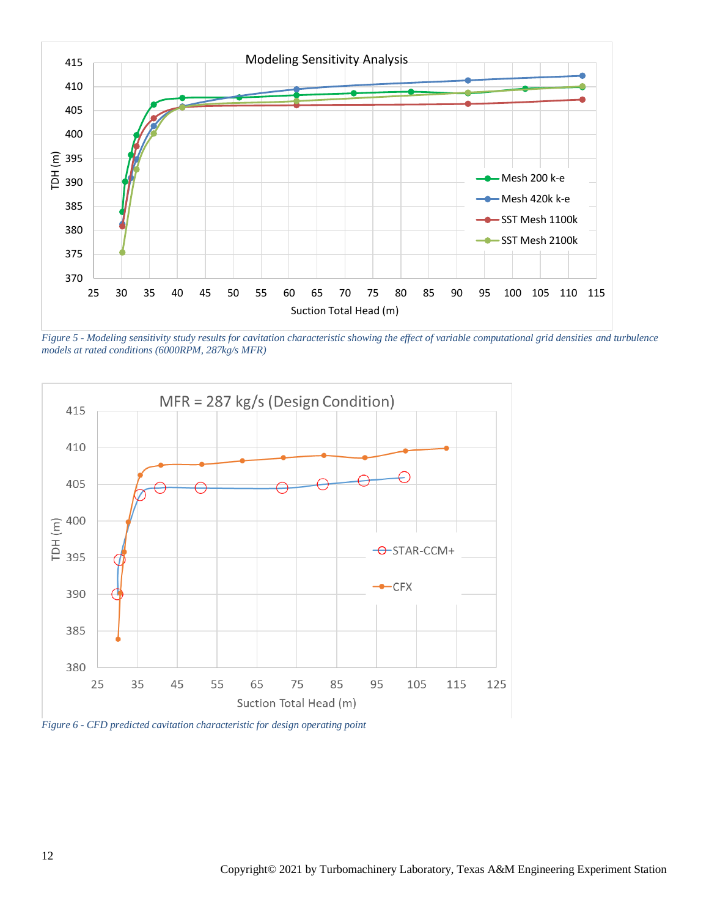*Figure 5 - Modeling sensitivity study results for cavitation characteristic showing the effect of variable computational grid densities and turbulence models at rated conditions (6000RPM, 287kg/s MFR)*

*Figure 6 - CFD predicted cavitation characteristic for design operating point*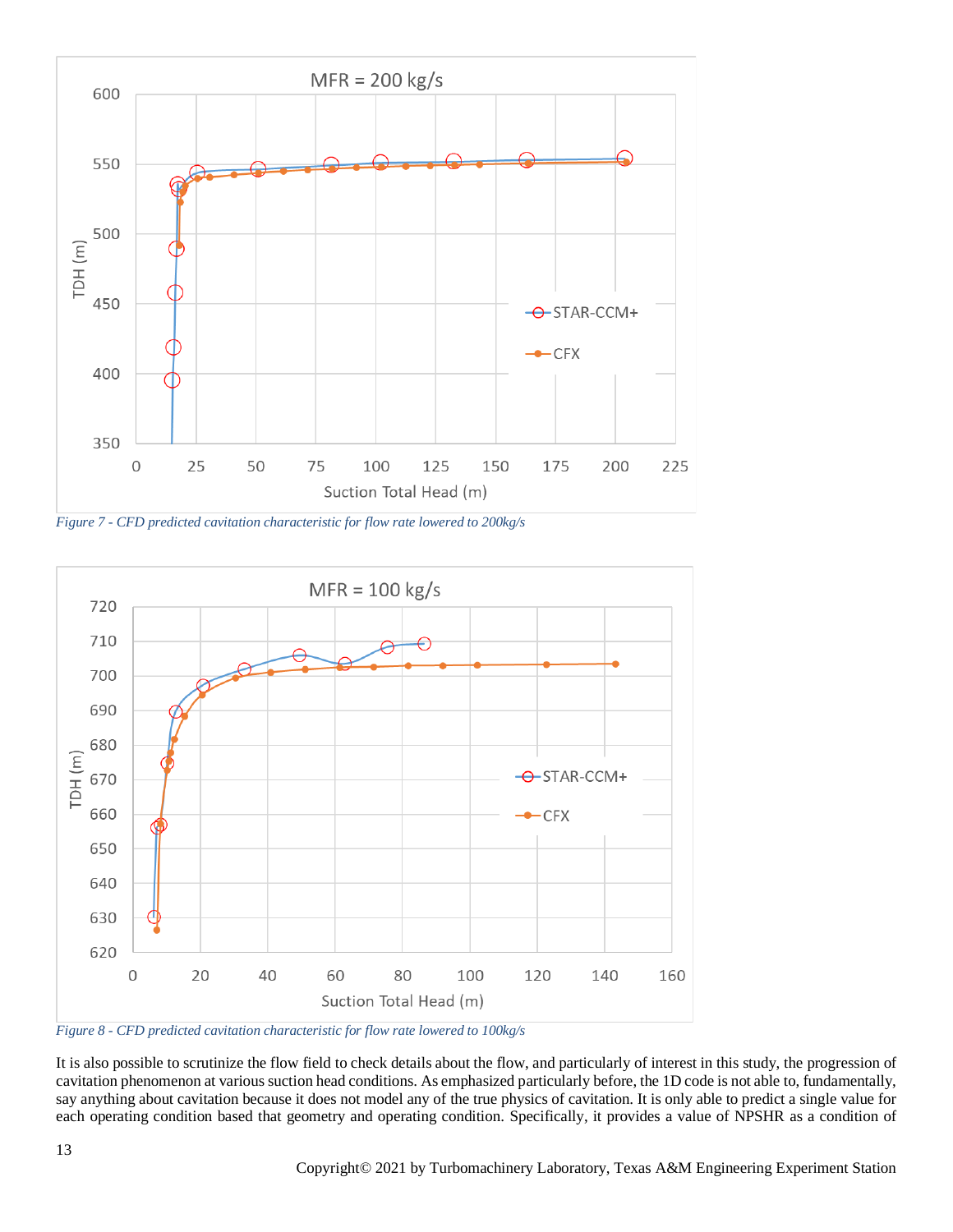*Figure 7 - CFD predicted cavitation characteristic for flow rate lowered to 200kg/s*

*Figure 8 - CFD predicted cavitation characteristic for flow rate lowered to 100kg/s*

It is also possible to scrutinize the flow field to check details about the flow, and particularly of interest in this study, the progression of cavitation phenomenon at various suction head conditions. As emphasized particularly before, the 1D code is not able to, fundamentally, say anything about cavitation because it does not model any of the true physics of cavitation. It is only able to predict a single value for each operating condition based that geometry and operating condition. Specifically, it provides a value of NPSHR as a condition of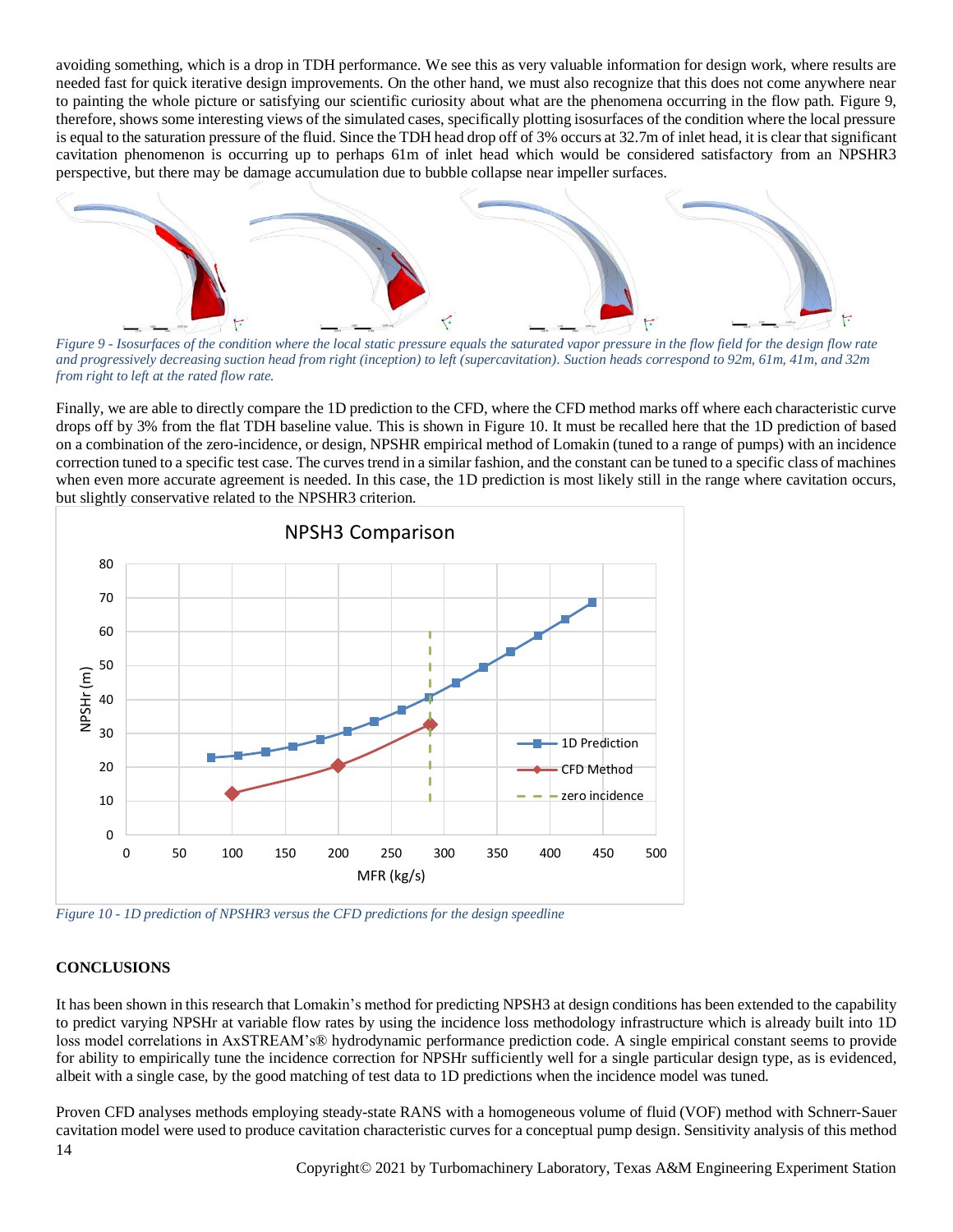avoiding something, which is a drop in TDH performance. We see this as very valuable information for design work, where results are needed fast for quick iterative design improvements. On the other hand, we must also recognize that this does not come anywhere near to painting the whole picture or satisfying our scientific curiosity about what are the phenomena occurring in the flow path. Figure 9, therefore, shows some interesting views of the simulated cases, specifically plotting isosurfaces of the condition where the local pressure is equal to the saturation pressure of the fluid. Since the TDH head drop off of 3% occurs at 32.7m of inlet head, it is clear that significant cavitation phenomenon is occurring up to perhaps 61m of inlet head which would be considered satisfactory from an NPSHR3 perspective, but there may be damage accumulation due to bubble collapse near impeller surfaces.

*Figure 9 - Isosurfaces of the condition where the local static pressure equals the saturated vapor pressure in the flow field for the design flow rate and progressively decreasing suction head from right (inception) to left (supercavitation). Suction heads correspond to 92m, 61m, 41m, and 32m from right to left at the rated flow rate.*

Finally, we are able to directly compare the 1D prediction to the CFD, where the CFD method marks off where each characteristic curve drops off by 3% from the flat TDH baseline value. This is shown in Figure 10. It must be recalled here that the 1D prediction of based on a combination of the zero-incidence, or design, NPSHR empirical method of Lomakin (tuned to a range of pumps) with an incidence correction tuned to a specific test case. The curves trend in a similar fashion, and the constant can be tuned to a specific class of machines when even more accurate agreement is needed. In this case, the 1D prediction is most likely still in the range where cavitation occurs, but slightly conservative related to the NPSHR3 criterion.

*Figure 10 - 1D prediction of NPSHR3 versus the CFD predictions for the design speedline*

## CONCLUSIONS

It has been shown in this research that Lomakin's method for predicting NPSH3 at design conditions has been extended to the capability to predict varying NPSHr at variable flow rates by using the incidence loss methodology infrastructure which is already built into 1D loss model correlations in AxSTREAM's® hydrodynamic performance prediction code. A single empirical constant seems to provide for ability to empirically tune the incidence correction for NPSHr sufficiently well for a single particular design type, as is evidenced, albeit with a single case, by the good matching of test data to 1D predictions when the incidence model was tuned.

Proven CFD analyses methods employing steady-state RANS with a homogeneous volume of fluid (VOF) method with Schnerr-Sauer cavitation model were used to produce cavitation characteristic curves for a conceptual pump design. Sensitivity analysis of this method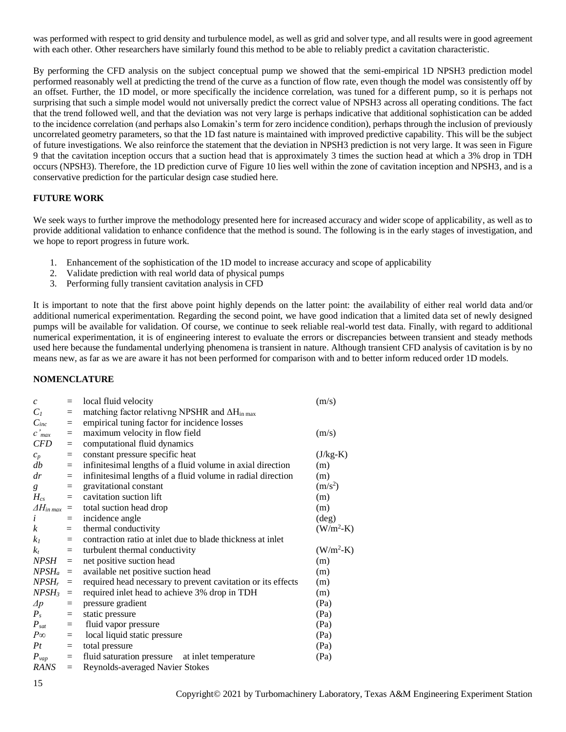was performed with respect to grid density and turbulence model, as well as grid and solver type, and all results were in good agreement with each other. Other researchers have similarly found this method to be able to reliably predict a cavitation characteristic.

By performing the CFD analysis on the subject conceptual pump we showed that the semi-empirical 1D NPSH3 prediction model performed reasonably well at predicting the trend of the curve as a function of flow rate, even though the model was consistently off by an offset. Further, the 1D model, or more specifically the incidence correlation, was tuned for a different pump, so it is perhaps not surprising that such a simple model would not universally predict the correct value of NPSH3 across all operating conditions. The fact that the trend followed well, and that the deviation was not very large is perhaps indicative that additional sophistication can be added to the incidence correlation (and perhaps also Lomakin's term for zero incidence condition), perhaps through the inclusion of previously uncorrelated geometry parameters, so that the 1D fast nature is maintained with improved predictive capability. This will be the subject of future investigations. We also reinforce the statement that the deviation in NPSH3 prediction is not very large. It was seen in Figure 9 that the cavitation inception occurs that a suction head that is approximately 3 times the suction head at which a 3% drop in TDH occurs (NPSH3). Therefore, the 1D prediction curve of Figure 10 lies well within the zone of cavitation inception and NPSH3, and is a conservative prediction for the particular design case studied here.

## FUTURE WORK

We seek ways to further improve the methodology presented here for increased accuracy and wider scope of applicability, as well as to provide additional validation to enhance confidence that the method is sound. The following is in the early stages of investigation, and we hope to report progress in future work.

1. Enhancement of the sophistication of the 1D model to increase accuracy and scope of applicability
2. Validate prediction with real world data of physical pumps
3. Performing fully transient cavitation analysis in CFD

It is important to note that the first above point highly depends on the latter point: the availability of either real world data and/or additional numerical experimentation. Regarding the second point, we have good indication that a limited data set of newly designed pumps will be available for validation. Of course, we continue to seek reliable real-world test data. Finally, with regard to additional numerical experimentation, it is of engineering interest to evaluate the errors or discrepancies between transient and steady methods used here because the fundamental underlying phenomena is transient in nature. Although transient CFD analysis of cavitation is by no means new, as far as we are aware it has not been performed for comparison with and to better inform reduced order 1D models.

## NOMENCLATURE

| | | | |
|---|---|---|---|
| $c$ | = | local fluid velocity | (m/s) |
| $C_1$ | = | matching factor relativng NPSHR and $\Delta H_{in\ max}$ | |
| $C_{inc}$ | = | empirical tuning factor for incidence losses | |
| $c'_{max}$ | = | maximum velocity in flow field | (m/s) |
| $CFD$ | = | computational fluid dynamics | |
| $c_p$ | = | constant pressure specific heat | (J/kg-K) |
| $db$ | = | infinitesimal lengths of a fluid volume in axial direction | (m) |
| $dr$ | = | infinitesimal lengths of a fluid volume in radial direction | (m) |
| $g$ | = | gravitational constant | (m/s$^2$) |
| $H_{cs}$ | = | cavitation suction lift | (m) |
| $\Delta H_{in\ max}$ | = | total suction head drop | (m) |
| $i$ | = | incidence angle | (deg) |
| $k$ | = | thermal conductivity | (W/m$^2$-K) |
| $k_1$ | = | contraction ratio at inlet due to blade thickness at inlet | |
| $k_t$ | = | turbulent thermal conductivity | (W/m$^2$-K) |
| $NPSH$ | = | net positive suction head | (m) |
| $NPSH_a$ | = | available net positive suction head | (m) |
| $NPSH_r$ | = | required head necessary to prevent cavitation or its effects | (m) |
| $NPSH_3$ | = | required inlet head to achieve 3% drop in TDH | (m) |
| $\Delta p$ | = | pressure gradient | (Pa) |
| $P_s$ | = | static pressure | (Pa) |
| $P_{sat}$ | = | fluid vapor pressure | (Pa) |
| $P\infty$ | = | local liquid static pressure | (Pa) |
| $Pt$ | = | total pressure | (Pa) |
| $P_{vap}$ | = | fluid saturation pressure at inlet temperature | (Pa) |
| $RANS$ | = | Reynolds-averaged Navier Stokes | |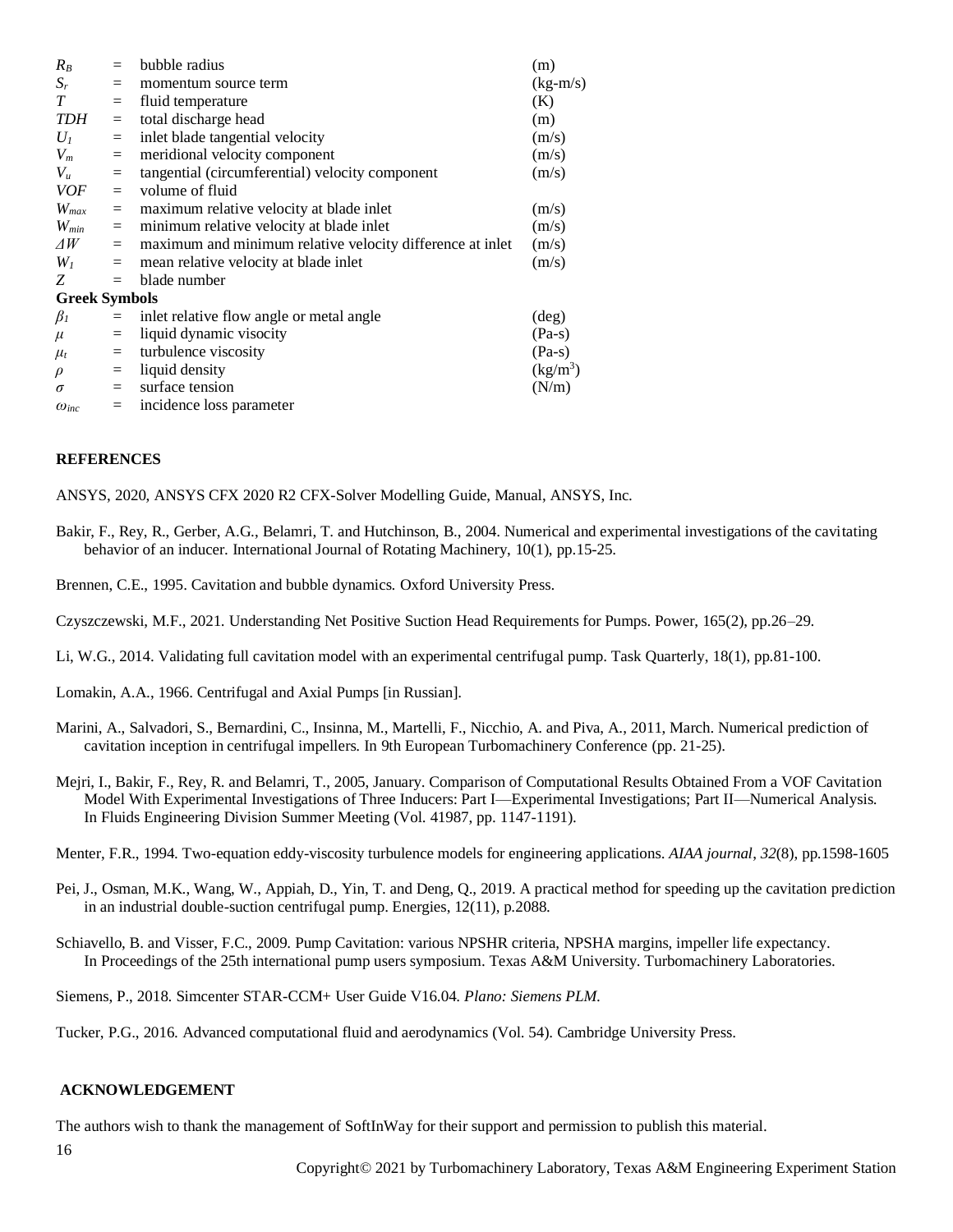| | | | |
|---|---|---|---|
| $R_B$ | = | bubble radius | (m) |
| $S_r$ | = | momentum source term | (kg-m/s) |
| $T$ | = | fluid temperature | (K) |
| $TDH$ | = | total discharge head | (m) |
| $U_1$ | = | inlet blade tangential velocity | (m/s) |
| $V_m$ | = | meridional velocity component | (m/s) |
| $V_u$ | = | tangential (circumferential) velocity component | (m/s) |
| $VOF$ | = | volume of fluid | |
| $W_{max}$ | = | maximum relative velocity at blade inlet | (m/s) |
| $W_{min}$ | = | minimum relative velocity at blade inlet | (m/s) |
| $\Delta W$ | = | maximum and minimum relative velocity difference at inlet | (m/s) |
| $W_1$ | = | mean relative velocity at blade inlet | (m/s) |
| $Z$ | = | blade number | |
| **Greek Symbols** | | | |
| $\beta_1$ | = | inlet relative flow angle or metal angle | (deg) |
| $\mu$ | = | liquid dynamic visocity | (Pa-s) |
| $\mu_t$ | = | turbulence viscosity | (Pa-s) |
| $\rho$ | = | liquid density | (kg/m$^3$) |
| $\sigma$ | = | surface tension | (N/m) |
| $\omega_{inc}$ | = | incidence loss parameter | |

## REFERENCES

ANSYS, 2020, ANSYS CFX 2020 R2 CFX-Solver Modelling Guide, Manual, ANSYS, Inc.

Bakir, F., Rey, R., Gerber, A.G., Belamri, T. and Hutchinson, B., 2004. Numerical and experimental investigations of the cavitating behavior of an inducer. International Journal of Rotating Machinery, 10(1), pp.15-25.

Brennen, C.E., 1995. Cavitation and bubble dynamics. Oxford University Press.

Czyszczewski, M.F., 2021. Understanding Net Positive Suction Head Requirements for Pumps. Power, 165(2), pp.26–29.

Li, W.G., 2014. Validating full cavitation model with an experimental centrifugal pump. Task Quarterly, 18(1), pp.81-100.

Lomakin, A.A., 1966. Centrifugal and Axial Pumps [in Russian].

Marini, A., Salvadori, S., Bernardini, C., Insinna, M., Martelli, F., Nicchio, A. and Piva, A., 2011, March. Numerical prediction of cavitation inception in centrifugal impellers. In 9th European Turbomachinery Conference (pp. 21-25).

Mejri, I., Bakir, F., Rey, R. and Belamri, T., 2005, January. Comparison of Computational Results Obtained From a VOF Cavitation Model With Experimental Investigations of Three Inducers: Part I—Experimental Investigations; Part II—Numerical Analysis. In Fluids Engineering Division Summer Meeting (Vol. 41987, pp. 1147-1191).

Menter, F.R., 1994. Two-equation eddy-viscosity turbulence models for engineering applications. *AIAA journal*, *32*(8), pp.1598-1605

Pei, J., Osman, M.K., Wang, W., Appiah, D., Yin, T. and Deng, Q., 2019. A practical method for speeding up the cavitation prediction in an industrial double-suction centrifugal pump. Energies, 12(11), p.2088.

Schiavello, B. and Visser, F.C., 2009. Pump Cavitation: various NPSHR criteria, NPSHA margins, impeller life expectancy. In Proceedings of the 25th international pump users symposium. Texas A&M University. Turbomachinery Laboratories.

Siemens, P., 2018. Simcenter STAR-CCM+ User Guide V16.04. *Plano: Siemens PLM.*

Tucker, P.G., 2016. Advanced computational fluid and aerodynamics (Vol. 54). Cambridge University Press.

## ACKNOWLEDGEMENT

The authors wish to thank the management of SoftInWay for their support and permission to publish this material.